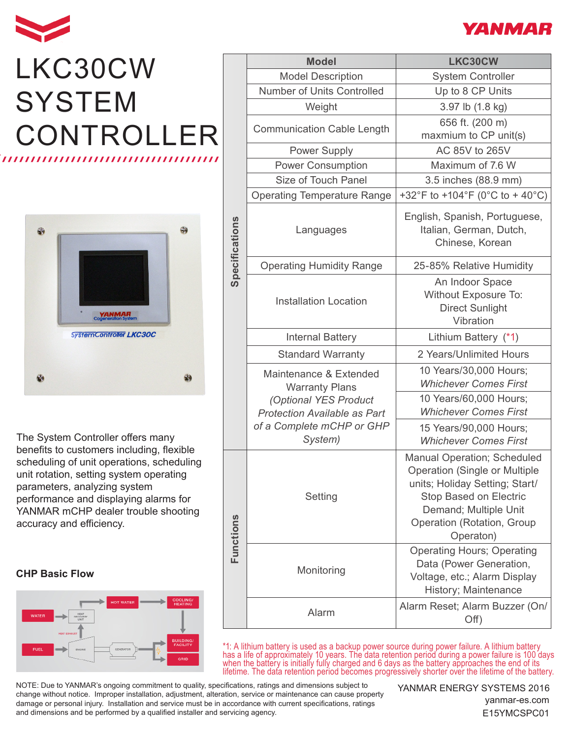# LKC30CW SYSTEM CONTROLLER

The System Controller offers many benefits to customers including, flexible scheduling of unit operations, scheduling unit rotation, setting system operating parameters, analyzing system performance and displaying alarms for YANMAR mCHP dealer trouble shooting accuracy and efficiency.

## CHP Basic Flow

| | Model | LKC30CW |
|---|---|---|
| Specifications | Model Description | System Controller |
| | Number of Units Controlled | Up to 8 CP Units |
| | Weight | 3.97 lb (1.8 kg) |
| | Communication Cable Length | 656 ft. (200 m) maxmium to CP unit(s) |
| | Power Supply | AC 85V to 265V |
| | Power Consumption | Maximum of 7.6 W |
| | Size of Touch Panel | 3.5 inches (88.9 mm) |
| | Operating Temperature Range | +32°F to +104°F (0°C to + 40°C) |
| | Languages | English, Spanish, Portuguese, Italian, German, Dutch, Chinese, Korean |
| | Operating Humidity Range | 25-85% Relative Humidity |
| | Installation Location | An Indoor Space Without Exposure To: Direct Sunlight Vibration |
| | Internal Battery | Lithium Battery (*1) |
| | Standard Warranty | 2 Years/Unlimited Hours |
| | Maintenance & Extended Warranty Plans *(Optional YES Product Protection Available as Part of a Complete mCHP or GHP System)* | 10 Years/30,000 Hours; *Whichever Comes First* |
| | | 10 Years/60,000 Hours; *Whichever Comes First* |
| | | 15 Years/90,000 Hours; *Whichever Comes First* |
| Functions | Setting | Manual Operation; Scheduled Operation (Single or Multiple units; Holiday Setting; Start/Stop Based on Electric Demand; Multiple Unit Operation (Rotation, Group Operaton) |
| | Monitoring | Operating Hours; Operating Data (Power Generation, Voltage, etc.; Alarm Display History; Maintenance |
| | Alarm | Alarm Reset; Alarm Buzzer (On/Off) |

*1: A lithium battery is used as a backup power source during power failure. A lithium battery has a life of approximately 10 years. The data retention period during a power failure is 100 days when the battery is initially fully charged and 6 days as the battery approaches the end of its lifetime. The data retention period becomes progressively shorter over the lifetime of the battery.

NOTE: Due to YANMAR's ongoing commitment to quality, specifications, ratings and dimensions subject to change without notice. Improper installation, adjustment, alteration, service or maintenance can cause property damage or personal injury. Installation and service must be in accordance with current specifications, ratings and dimensions and be performed by a qualified installer and servicing agency.

YANMAR ENERGY SYSTEMS 2016
yanmar-es.com
E15YMCSPC01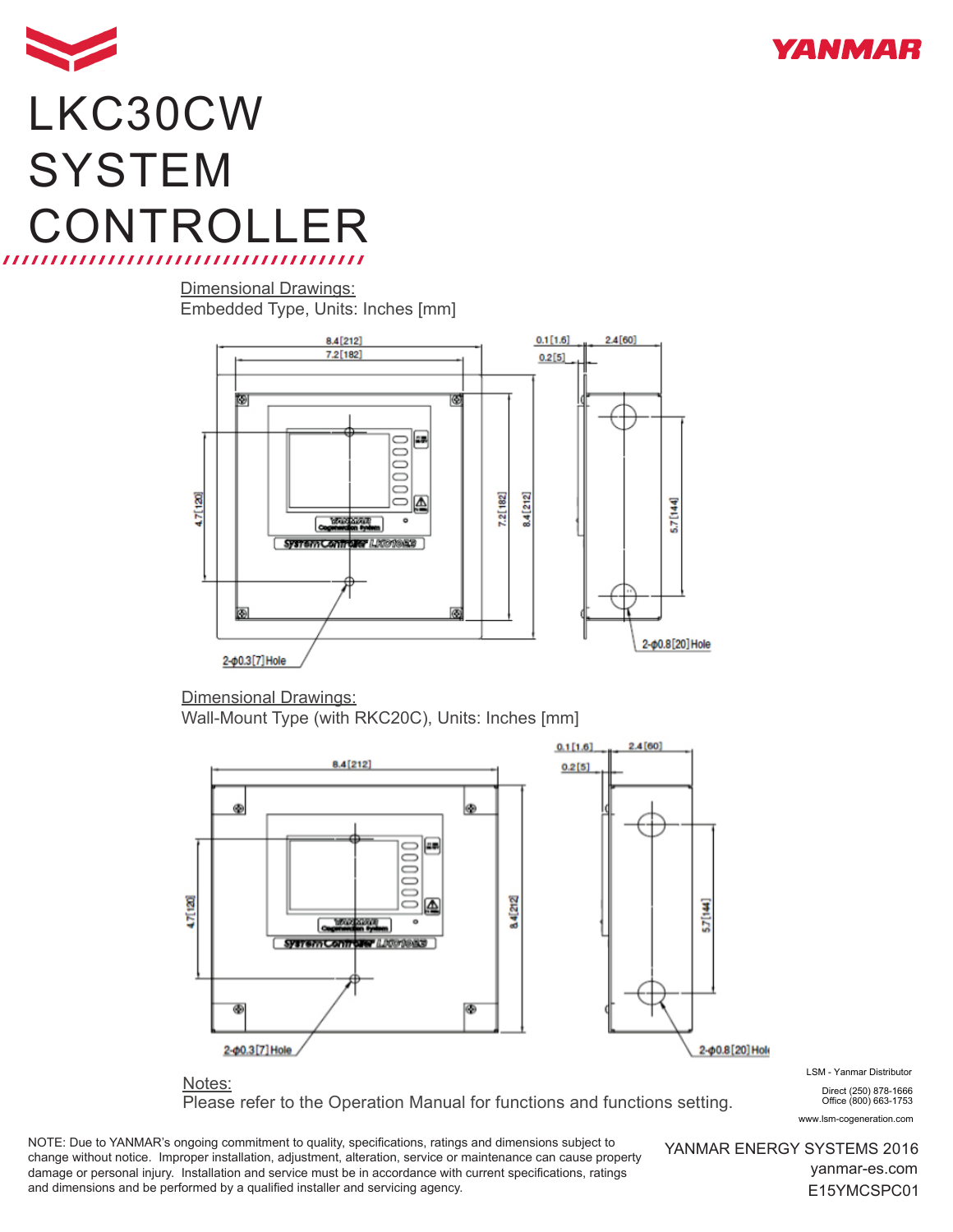# LKC30CW SYSTEM CONTROLLER

Dimensional Drawings:
Embedded Type, Units: Inches [mm]

8.4[212]
7.2[182]
0.1[1.6]
2.4[60]
0.2[5]
4.7[120]
7.2[182]
8.4[212]
5.7[144]
2-φ0.3[7]Hole
2-φ0.8[20]Hole

Dimensional Drawings:
Wall-Mount Type (with RKC20C), Units: Inches [mm]

0.1[1.6]
2.4[60]
0.2[5]
8.4[212]
4.7[120]
8.4[212]
5.7[144]
2-φ0.3[7]Hole
2-φ0.8[20]Hole

Notes:
Please refer to the Operation Manual for functions and functions setting.

LSM - Yanmar Distributor
Direct (250) 878-1666
Office (800) 663-1753
www.lsm-cogeneration.com

NOTE: Due to YANMAR's ongoing commitment to quality, specifications, ratings and dimensions subject to change without notice. Improper installation, adjustment, alteration, service or maintenance can cause property damage or personal injury. Installation and service must be in accordance with current specifications, ratings and dimensions and be performed by a qualified installer and servicing agency.

YANMAR ENERGY SYSTEMS 2016
yanmar-es.com
E15YMCSPC01